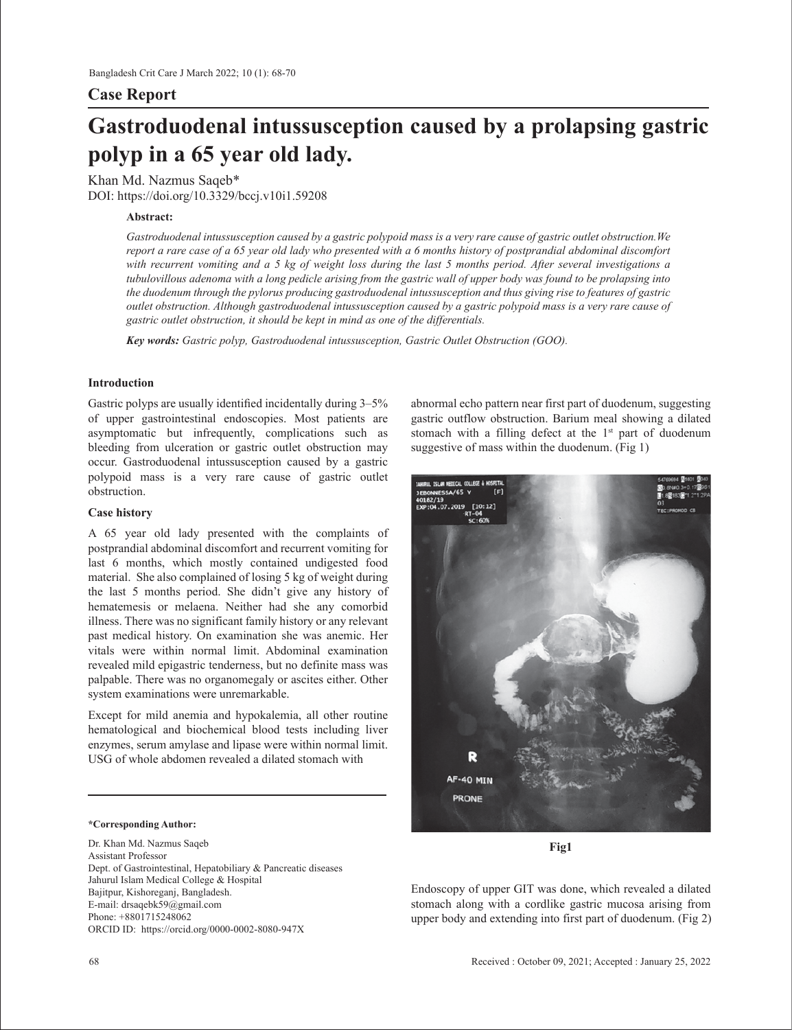## Case Report

# Gastroduodenal intussusception caused by a prolapsing gastric polyp in a 65 year old lady.

Khan Md. Nazmus Saqeb*

DOI: https://doi.org/10.3329/bccj.v10i1.59208

**Abstract:**

*Gastroduodenal intussusception caused by a gastric polypoid mass is a very rare cause of gastric outlet obstruction.We report a rare case of a 65 year old lady who presented with a 6 months history of postprandial abdominal discomfort with recurrent vomiting and a 5 kg of weight loss during the last 5 months period. After several investigations a tubulovillous adenoma with a long pedicle arising from the gastric wall of upper body was found to be prolapsing into the duodenum through the pylorus producing gastroduodenal intussusception and thus giving rise to features of gastric outlet obstruction. Although gastroduodenal intussusception caused by a gastric polypoid mass is a very rare cause of gastric outlet obstruction, it should be kept in mind as one of the differentials.*

***Key words:** Gastric polyp, Gastroduodenal intussusception, Gastric Outlet Obstruction (GOO).*

### Introduction

Gastric polyps are usually identified incidentally during 3–5% of upper gastrointestinal endoscopies. Most patients are asymptomatic but infrequently, complications such as bleeding from ulceration or gastric outlet obstruction may occur. Gastroduodenal intussusception caused by a gastric polypoid mass is a very rare cause of gastric outlet obstruction.

### Case history

A 65 year old lady presented with the complaints of postprandial abdominal discomfort and recurrent vomiting for last 6 months, which mostly contained undigested food material. She also complained of losing 5 kg of weight during the last 5 months period. She didn't give any history of hematemesis or melaena. Neither had she any comorbid illness. There was no significant family history or any relevant past medical history. On examination she was anemic. Her vitals were within normal limit. Abdominal examination revealed mild epigastric tenderness, but no definite mass was palpable. There was no organomegaly or ascites either. Other system examinations were unremarkable.

Except for mild anemia and hypokalemia, all other routine hematological and biochemical blood tests including liver enzymes, serum amylase and lipase were within normal limit. USG of whole abdomen revealed a dilated stomach with abnormal echo pattern near first part of duodenum, suggesting gastric outflow obstruction. Barium meal showing a dilated stomach with a filling defect at the 1st part of duodenum suggestive of mass within the duodenum. (Fig 1)

**Fig1**

Endoscopy of upper GIT was done, which revealed a dilated stomach along with a cordlike gastric mucosa arising from upper body and extending into first part of duodenum. (Fig 2)

---

**\*Corresponding Author:**

Dr. Khan Md. Nazmus Saqeb
Assistant Professor
Dept. of Gastrointestinal, Hepatobiliary & Pancreatic diseases
Jahurul Islam Medical College & Hospital
Bajitpur, Kishoreganj, Bangladesh.
E-mail: drsaqebk59@gmail.com
Phone: +8801715248062
ORCID ID: https://orcid.org/0000-0002-8080-947X

Received : October 09, 2021; Accepted : January 25, 2022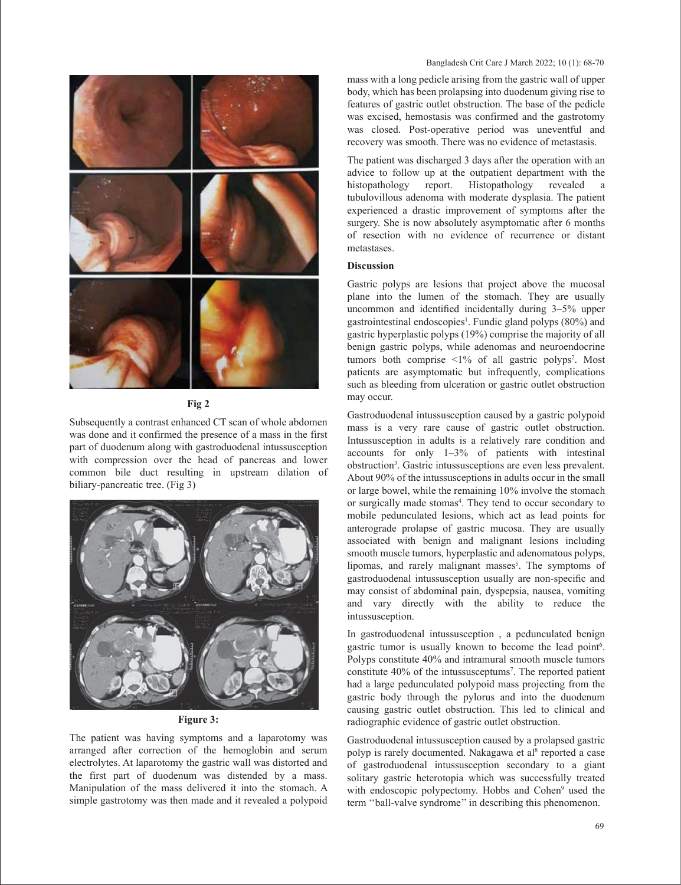Fig 2

Subsequently a contrast enhanced CT scan of whole abdomen was done and it confirmed the presence of a mass in the first part of duodenum along with gastroduodenal intussusception with compression over the head of pancreas and lower common bile duct resulting in upstream dilation of biliary-pancreatic tree. (Fig 3)

**Figure 3:**

The patient was having symptoms and a laparotomy was arranged after correction of the hemoglobin and serum electrolytes. At laparotomy the gastric wall was distorted and the first part of duodenum was distended by a mass. Manipulation of the mass delivered it into the stomach. A simple gastrotomy was then made and it revealed a polypoid mass with a long pedicle arising from the gastric wall of upper body, which has been prolapsing into duodenum giving rise to features of gastric outlet obstruction. The base of the pedicle was excised, hemostasis was confirmed and the gastrotomy was closed. Post-operative period was uneventful and recovery was smooth. There was no evidence of metastasis.

The patient was discharged 3 days after the operation with an advice to follow up at the outpatient department with the histopathology report. Histopathology revealed a tubulovillous adenoma with moderate dysplasia. The patient experienced a drastic improvement of symptoms after the surgery. She is now absolutely asymptomatic after 6 months of resection with no evidence of recurrence or distant metastases.

## Discussion

Gastric polyps are lesions that project above the mucosal plane into the lumen of the stomach. They are usually uncommon and identified incidentally during 3–5% upper gastrointestinal endoscopies[1]. Fundic gland polyps (80%) and gastric hyperplastic polyps (19%) comprise the majority of all benign gastric polyps, while adenomas and neuroendocrine tumors both comprise <1% of all gastric polyps[2]. Most patients are asymptomatic but infrequently, complications such as bleeding from ulceration or gastric outlet obstruction may occur.

Gastroduodenal intussusception caused by a gastric polypoid mass is a very rare cause of gastric outlet obstruction. Intussusception in adults is a relatively rare condition and accounts for only 1–3% of patients with intestinal obstruction[3]. Gastric intussusceptions are even less prevalent. About 90% of the intussusceptions in adults occur in the small or large bowel, while the remaining 10% involve the stomach or surgically made stomas[4]. They tend to occur secondary to mobile pedunculated lesions, which act as lead points for anterograde prolapse of gastric mucosa. They are usually associated with benign and malignant lesions including smooth muscle tumors, hyperplastic and adenomatous polyps, lipomas, and rarely malignant masses[5]. The symptoms of gastroduodenal intussusception usually are non-specific and may consist of abdominal pain, dyspepsia, nausea, vomiting and vary directly with the ability to reduce the intussusception.

In gastroduodenal intussusception , a pedunculated benign gastric tumor is usually known to become the lead point[6]. Polyps constitute 40% and intramural smooth muscle tumors constitute 40% of the intussusceptums[7]. The reported patient had a large pedunculated polypoid mass projecting from the gastric body through the pylorus and into the duodenum causing gastric outlet obstruction. This led to clinical and radiographic evidence of gastric outlet obstruction.

Gastroduodenal intussusception caused by a prolapsed gastric polyp is rarely documented. Nakagawa et al[8] reported a case of gastroduodenal intussusception secondary to a giant solitary gastric heterotopia which was successfully treated with endoscopic polypectomy. Hobbs and Cohen[9] used the term ''ball-valve syndrome'' in describing this phenomenon.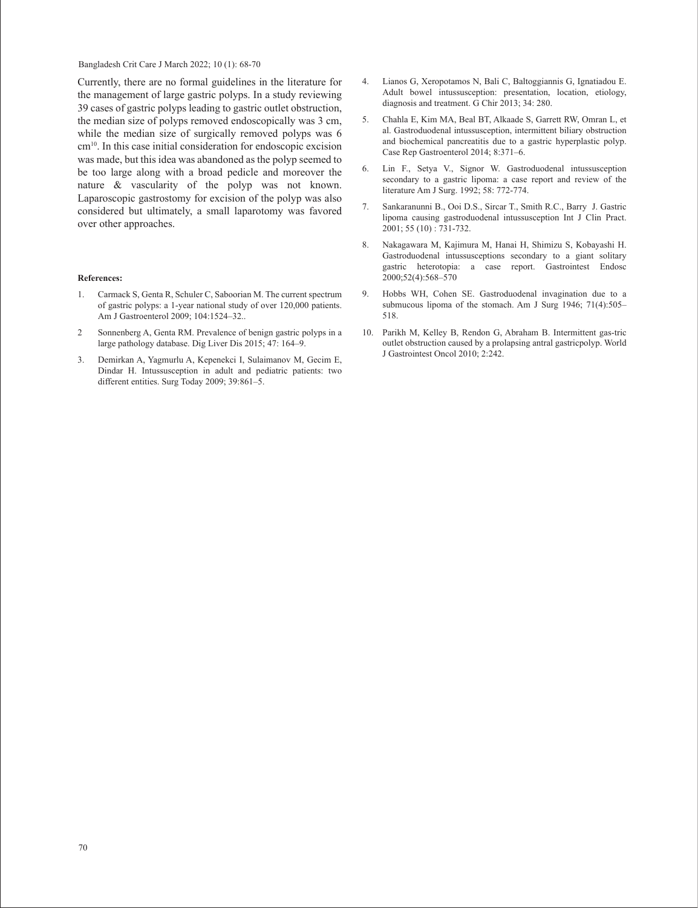Currently, there are no formal guidelines in the literature for the management of large gastric polyps. In a study reviewing 39 cases of gastric polyps leading to gastric outlet obstruction, the median size of polyps removed endoscopically was 3 cm, while the median size of surgically removed polyps was 6 cm[10]. In this case initial consideration for endoscopic excision was made, but this idea was abandoned as the polyp seemed to be too large along with a broad pedicle and moreover the nature & vascularity of the polyp was not known. Laparoscopic gastrostomy for excision of the polyp was also considered but ultimately, a small laparotomy was favored over other approaches.

**References:**

1. Carmack S, Genta R, Schuler C, Saboorian M. The current spectrum of gastric polyps: a 1-year national study of over 120,000 patients. Am J Gastroenterol 2009; 104:1524–32..
2. Sonnenberg A, Genta RM. Prevalence of benign gastric polyps in a large pathology database. Dig Liver Dis 2015; 47: 164–9.
3. Demirkan A, Yagmurlu A, Kepenekci I, Sulaimanov M, Gecim E, Dindar H. Intussusception in adult and pediatric patients: two different entities. Surg Today 2009; 39:861–5.
4. Lianos G, Xeropotamos N, Bali C, Baltoggiannis G, Ignatiadou E. Adult bowel intussusception: presentation, location, etiology, diagnosis and treatment. G Chir 2013; 34: 280.
5. Chahla E, Kim MA, Beal BT, Alkaade S, Garrett RW, Omran L, et al. Gastroduodenal intussusception, intermittent biliary obstruction and biochemical pancreatitis due to a gastric hyperplastic polyp. Case Rep Gastroenterol 2014; 8:371–6.
6. Lin F., Setya V., Signor W. Gastroduodenal intussusception secondary to a gastric lipoma: a case report and review of the literature Am J Surg. 1992; 58: 772-774.
7. Sankaranunni B., Ooi D.S., Sircar T., Smith R.C., Barry J. Gastric lipoma causing gastroduodenal intussusception Int J Clin Pract. 2001; 55 (10) : 731-732.
8. Nakagawara M, Kajimura M, Hanai H, Shimizu S, Kobayashi H. Gastroduodenal intussusceptions secondary to a giant solitary gastric heterotopia: a case report. Gastrointest Endosc 2000;52(4):568–570
9. Hobbs WH, Cohen SE. Gastroduodenal invagination due to a submucous lipoma of the stomach. Am J Surg 1946; 71(4):505–518.
10. Parikh M, Kelley B, Rendon G, Abraham B. Intermittent gas-tric outlet obstruction caused by a prolapsing antral gastricpolyp. World J Gastrointest Oncol 2010; 2:242.